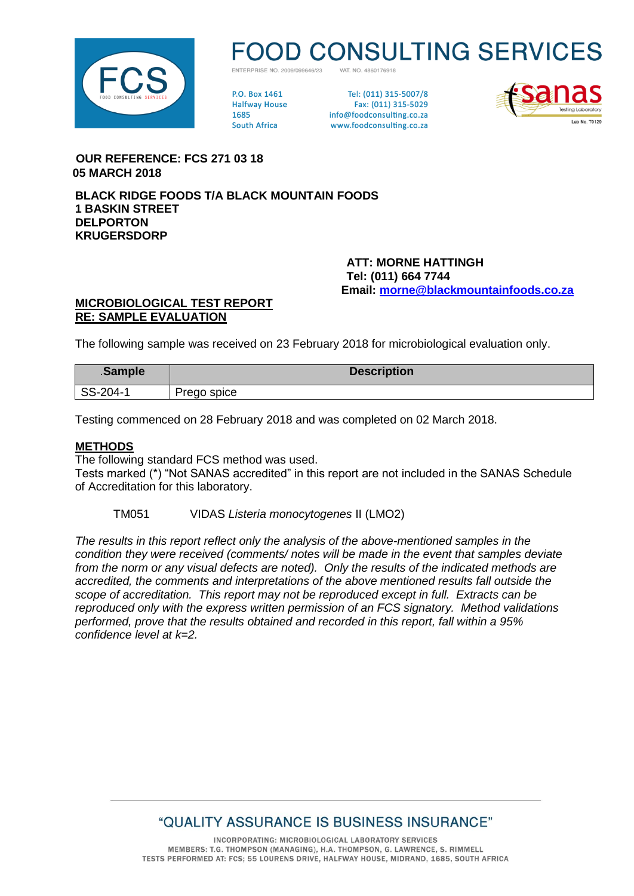# FOOD CONSULTING SERVICES

ENTERPRISE NO. 2009/099646/23 VAT. NO. 4860176918

P.O. Box 1461
Halfway House
1685
South Africa

Tel: (011) 315-5007/8
Fax: (011) 315-5029
info@foodconsulting.co.za
www.foodconsulting.co.za

sanas Testing Laboratory
Lab No. T0129

**OUR REFERENCE: FCS 271 03 18**
**05 MARCH 2018**

**BLACK RIDGE FOODS T/A BLACK MOUNTAIN FOODS**
**1 BASKIN STREET**
**DELPORTON**
**KRUGERSDORP**

**ATT: MORNE HATTINGH**
**Tel: (011) 664 7744**
**Email: morne@blackmountainfoods.co.za**

**MICROBIOLOGICAL TEST REPORT**
**RE: SAMPLE EVALUATION**

The following sample was received on 23 February 2018 for microbiological evaluation only.

| .Sample | Description |
|---|---|
| SS-204-1 | Prego spice |

Testing commenced on 28 February 2018 and was completed on 02 March 2018.

**METHODS**

The following standard FCS method was used.
Tests marked (*) "Not SANAS accredited" in this report are not included in the SANAS Schedule of Accreditation for this laboratory.

TM051 VIDAS *Listeria monocytogenes* II (LMO2)

*The results in this report reflect only the analysis of the above-mentioned samples in the condition they were received (comments/ notes will be made in the event that samples deviate from the norm or any visual defects are noted). Only the results of the indicated methods are accredited, the comments and interpretations of the above mentioned results fall outside the scope of accreditation. This report may not be reproduced except in full. Extracts can be reproduced only with the express written permission of an FCS signatory. Method validations performed, prove that the results obtained and recorded in this report, fall within a 95% confidence level at k=2.*

"QUALITY ASSURANCE IS BUSINESS INSURANCE"

INCORPORATING: MICROBIOLOGICAL LABORATORY SERVICES
MEMBERS: T.G. THOMPSON (MANAGING), H.A. THOMPSON, G. LAWRENCE, S. RIMMELL
TESTS PERFORMED AT: FCS; 55 LOURENS DRIVE, HALFWAY HOUSE, MIDRAND, 1685, SOUTH AFRICA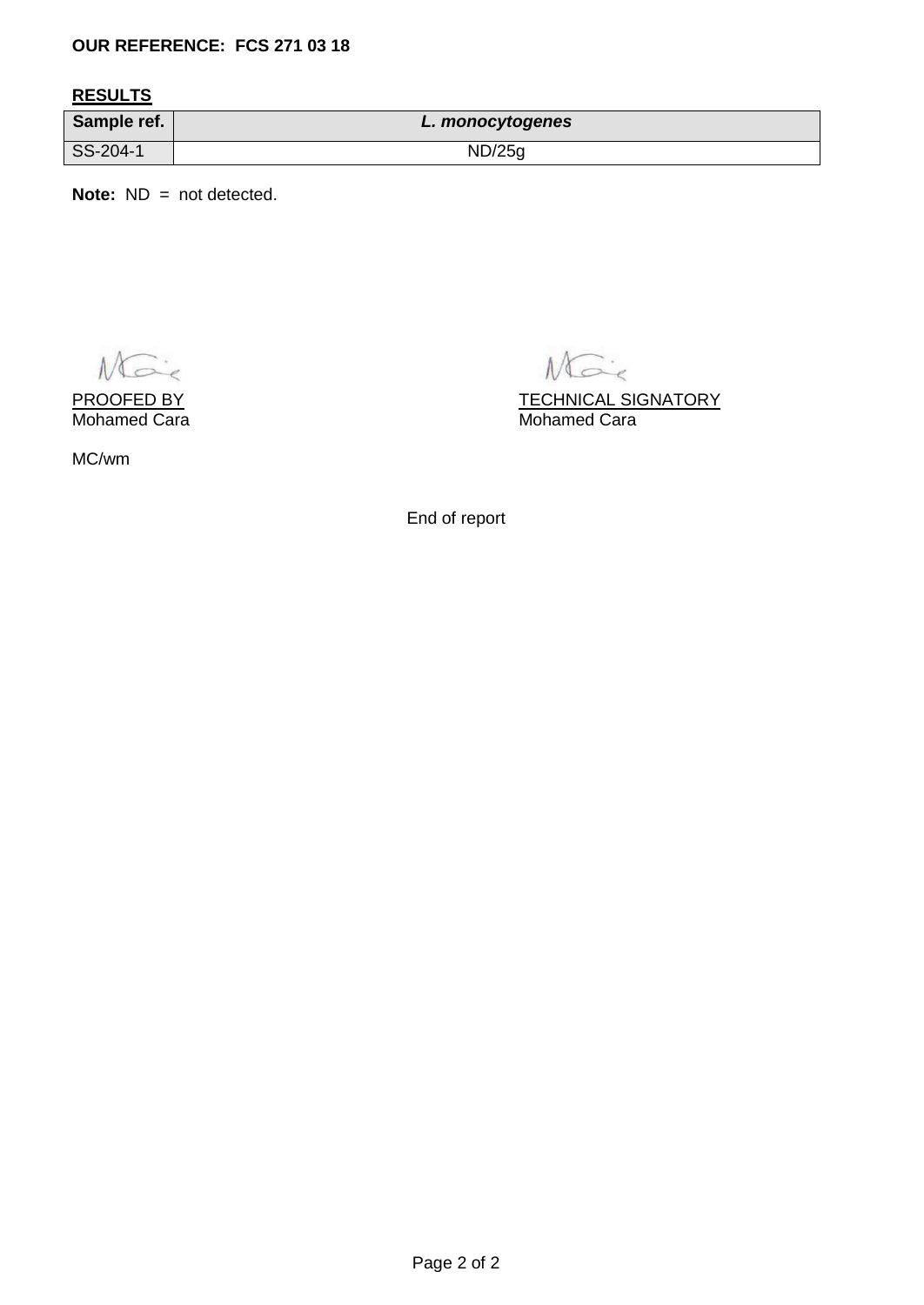**OUR REFERENCE: FCS 271 03 18**

**RESULTS**

| Sample ref. | *L. monocytogenes* |
|---|---|
| SS-204-1 | ND/25g |

**Note:** ND = not detected.

PROOFED BY
Mohamed Cara

TECHNICAL SIGNATORY
Mohamed Cara

MC/wm

End of report